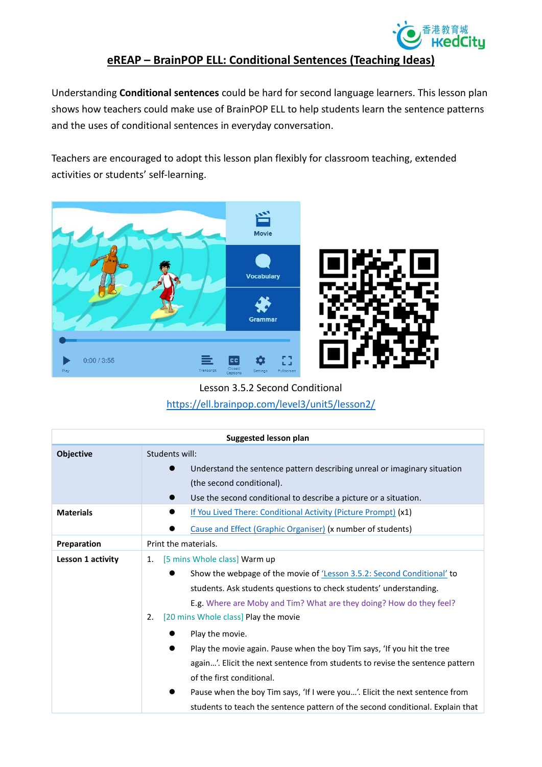# eREAP – BrainPOP ELL: Conditional Sentences (Teaching Ideas)

Understanding **Conditional sentences** could be hard for second language learners. This lesson plan shows how teachers could make use of BrainPOP ELL to help students learn the sentence patterns and the uses of conditional sentences in everyday conversation.

Teachers are encouraged to adopt this lesson plan flexibly for classroom teaching, extended activities or students' self-learning.

Lesson 3.5.2 Second Conditional
https://ell.brainpop.com/level3/unit5/lesson2/

| Suggested lesson plan | |
|---|---|
| **Objective** | Students will:<br>● Understand the sentence pattern describing unreal or imaginary situation (the second conditional).<br>● Use the second conditional to describe a picture or a situation. |
| **Materials** | ● If You Lived There: Conditional Activity (Picture Prompt) (x1)<br>● Cause and Effect (Graphic Organiser) (x number of students) |
| **Preparation** | Print the materials. |
| **Lesson 1 activity** | 1. [5 mins Whole class] Warm up<br>● Show the webpage of the movie of 'Lesson 3.5.2: Second Conditional' to students. Ask students questions to check students' understanding. E.g. Where are Moby and Tim? What are they doing? How do they feel?<br>2. [20 mins Whole class] Play the movie<br>● Play the movie.<br>● Play the movie again. Pause when the boy Tim says, 'If you hit the tree again…'. Elicit the next sentence from students to revise the sentence pattern of the first conditional.<br>● Pause when the boy Tim says, 'If I were you…'. Elicit the next sentence from students to teach the sentence pattern of the second conditional. Explain that |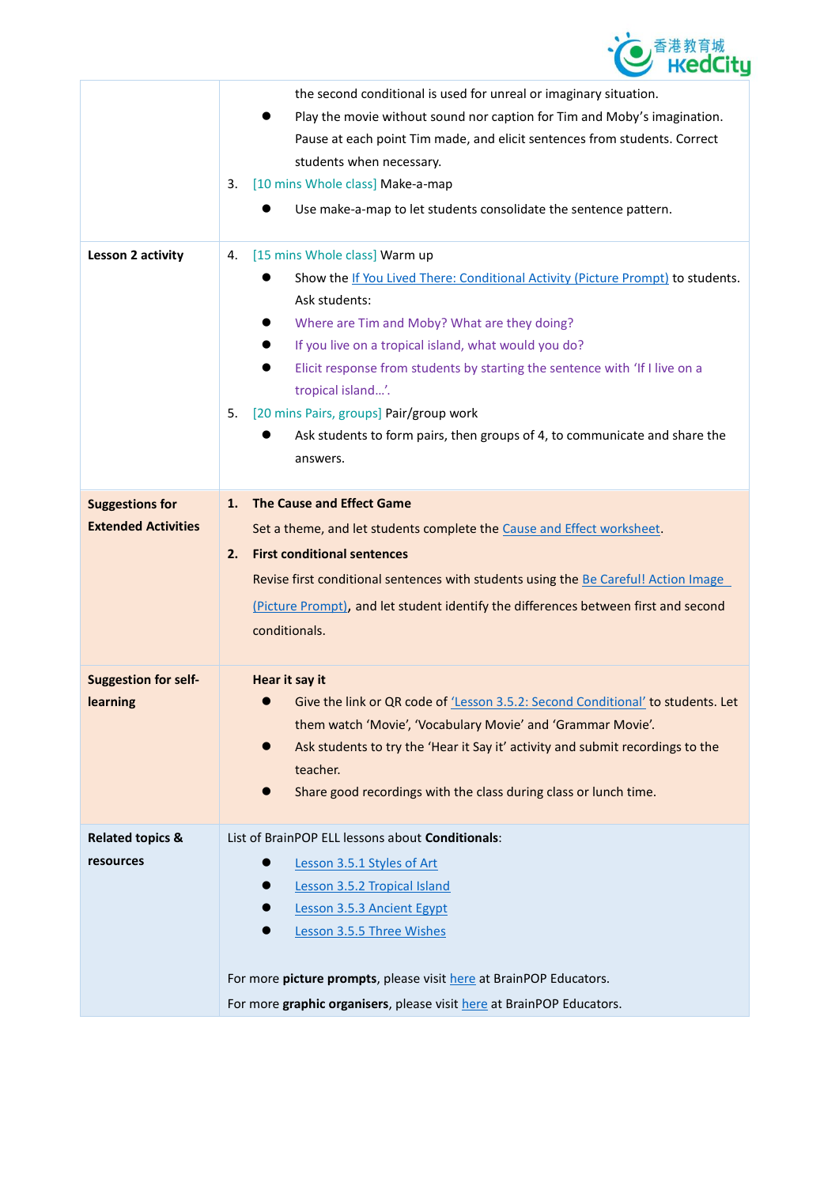| | |
|---|---|
| | the second conditional is used for unreal or imaginary situation.<br>● Play the movie without sound nor caption for Tim and Moby's imagination. Pause at each point Tim made, and elicit sentences from students. Correct students when necessary.<br>3. [10 mins Whole class] Make-a-map<br>● Use make-a-map to let students consolidate the sentence pattern. |
| **Lesson 2 activity** | 4. [15 mins Whole class] Warm up<br>● Show the If You Lived There: Conditional Activity (Picture Prompt) to students. Ask students:<br>● Where are Tim and Moby? What are they doing?<br>● If you live on a tropical island, what would you do?<br>● Elicit response from students by starting the sentence with 'If I live on a tropical island…'.<br>5. [20 mins Pairs, groups] Pair/group work<br>● Ask students to form pairs, then groups of 4, to communicate and share the answers. |
| **Suggestions for Extended Activities** | **1. The Cause and Effect Game**<br>Set a theme, and let students complete the Cause and Effect worksheet.<br>**2. First conditional sentences**<br>Revise first conditional sentences with students using the Be Careful! Action Image (Picture Prompt), and let student identify the differences between first and second conditionals. |
| **Suggestion for self-learning** | **Hear it say it**<br>● Give the link or QR code of 'Lesson 3.5.2: Second Conditional' to students. Let them watch 'Movie', 'Vocabulary Movie' and 'Grammar Movie'.<br>● Ask students to try the 'Hear it Say it' activity and submit recordings to the teacher.<br>● Share good recordings with the class during class or lunch time. |
| **Related topics & resources** | List of BrainPOP ELL lessons about **Conditionals**:<br>● Lesson 3.5.1 Styles of Art<br>● Lesson 3.5.2 Tropical Island<br>● Lesson 3.5.3 Ancient Egypt<br>● Lesson 3.5.5 Three Wishes<br><br>For more **picture prompts**, please visit here at BrainPOP Educators.<br>For more **graphic organisers**, please visit here at BrainPOP Educators. |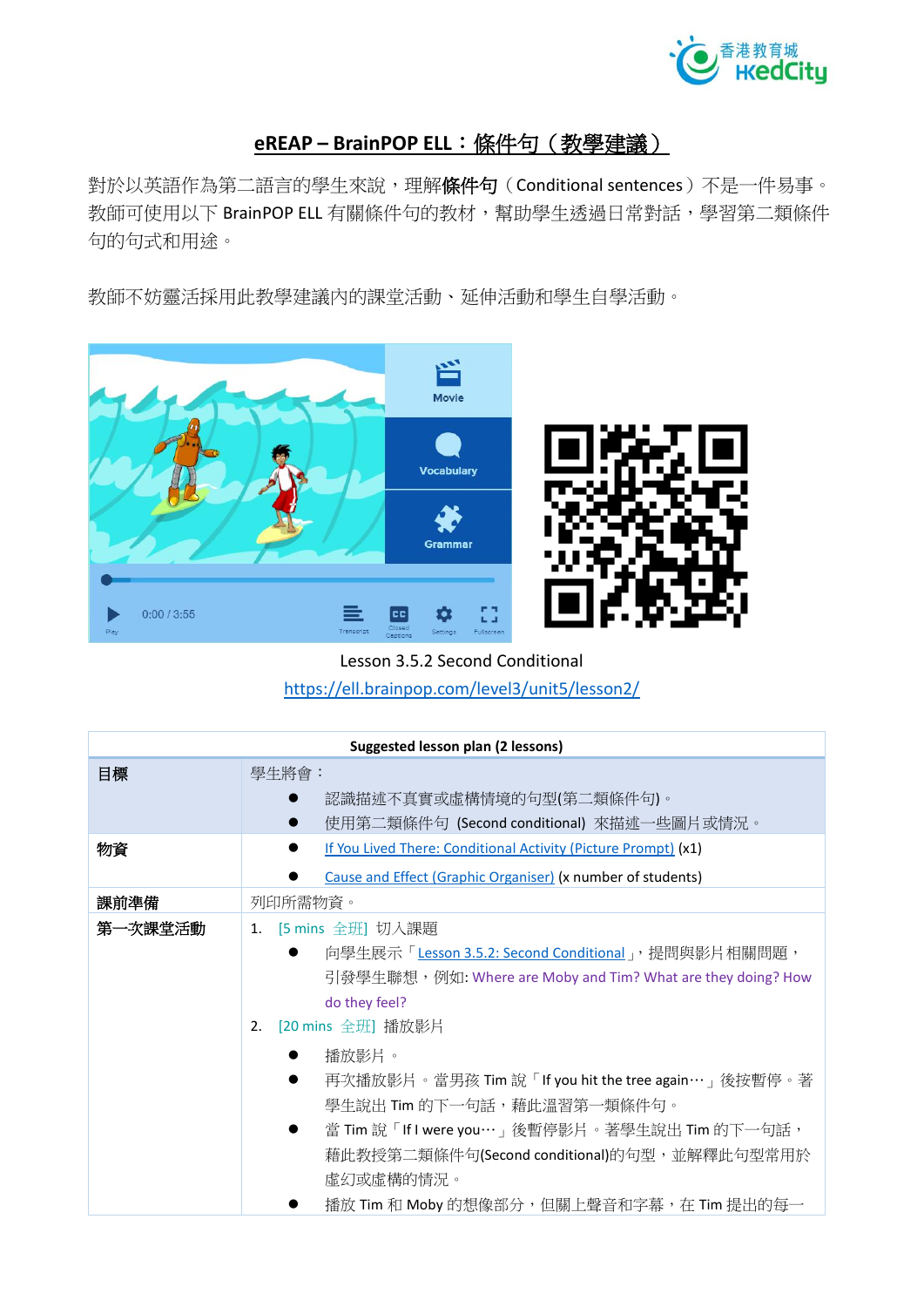# eREAP – BrainPOP ELL：條件句（教學建議）

對於以英語作為第二語言的學生來說，理解**條件句**（Conditional sentences）不是一件易事。教師可使用以下 BrainPOP ELL 有關條件句的教材，幫助學生透過日常對話，學習第二類條件句的句式和用途。

教師不妨靈活採用此教學建議內的課堂活動、延伸活動和學生自學活動。

Lesson 3.5.2 Second Conditional

https://ell.brainpop.com/level3/unit5/lesson2/

| Suggested lesson plan (2 lessons) | |
|---|---|
| 目標 | 學生將會：<br>● 認識描述不真實或虛構情境的句型(第二類條件句)。<br>● 使用第二類條件句 (Second conditional) 來描述一些圖片或情況。 |
| 物資 | ● If You Lived There: Conditional Activity (Picture Prompt) (x1)<br>● Cause and Effect (Graphic Organiser) (x number of students) |
| 課前準備 | 列印所需物資。 |
| 第一次課堂活動 | 1. [5 mins 全班] 切入課題<br>● 向學生展示「Lesson 3.5.2: Second Conditional」，提問與影片相關問題，引發學生聯想，例如: Where are Moby and Tim? What are they doing? How do they feel?<br>2. [20 mins 全班] 播放影片<br>● 播放影片。<br>● 再次播放影片。當男孩 Tim 說「If you hit the tree again…」後按暫停。著學生說出 Tim 的下一句話，藉此溫習第一類條件句。<br>● 當 Tim 說「If I were you…」後暫停影片。著學生說出 Tim 的下一句話，藉此教授第二類條件句(Second conditional)的句型，並解釋此句型常用於虛幻或虛構的情況。<br>● 播放 Tim 和 Moby 的想像部分，但關上聲音和字幕，在 Tim 提出的每一 |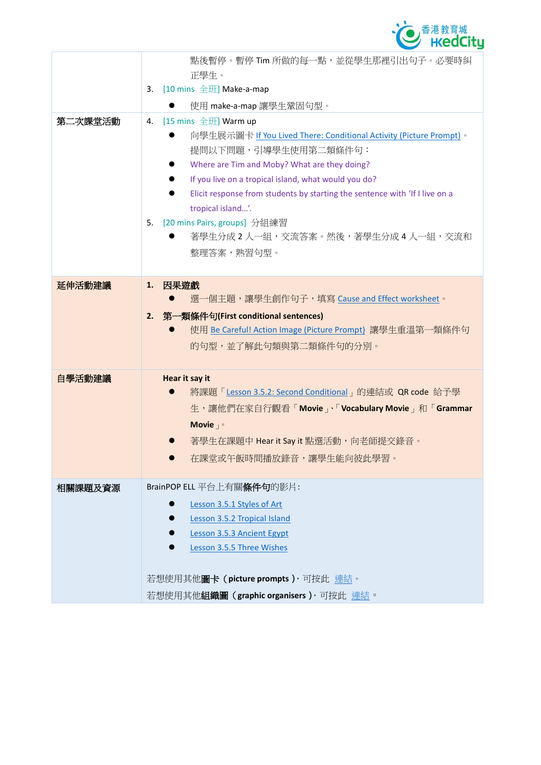| | |
|---|---|
| | 點後暫停。暫停 Tim 所做的每一點，並從學生那裡引出句子。必要時糾正學生。<br>3. [10 mins 全班] Make-a-map<br>● 使用 make-a-map 讓學生鞏固句型。 |
| **第二次課堂活動** | 4. [15 mins 全班] Warm up<br>● 向學生展示圖卡 If You Lived There: Conditional Activity (Picture Prompt)。提問以下問題，引導學生使用第二類條件句：<br>● Where are Tim and Moby? What are they doing?<br>● If you live on a tropical island, what would you do?<br>● Elicit response from students by starting the sentence with 'If I live on a tropical island…'.<br>5. [20 mins Pairs, groups] 分組練習<br>● 著學生分成 2 人一組，交流答案。然後，著學生分成 4 人一組，交流和整理答案，熟習句型。 |
| **延伸活動建議** | **1. 因果遊戲**<br>● 選一個主題，讓學生創作句子，填寫 Cause and Effect worksheet。<br>**2. 第一類條件句(First conditional sentences)**<br>● 使用 Be Careful! Action Image (Picture Prompt) 讓學生重溫第一類條件句的句型，並了解此句類與第二類條件句的分別。 |
| **自學活動建議** | **Hear it say it**<br>● 將課題「Lesson 3.5.2: Second Conditional」的連結或 QR code 給予學生，讓他們在家自行觀看「**Movie**」、「**Vocabulary Movie**」和「**Grammar Movie**」。<br>● 著學生在課題中 Hear it Say it 點選活動，向老師提交錄音。<br>● 在課堂或午飯時間播放錄音，讓學生能向彼此學習。 |
| **相關課題及資源** | BrainPOP ELL 平台上有關**條件句**的影片：<br>● Lesson 3.5.1 Styles of Art<br>● Lesson 3.5.2 Tropical Island<br>● Lesson 3.5.3 Ancient Egypt<br>● Lesson 3.5.5 Three Wishes<br><br>若想使用其他**圖卡**（**picture prompts**），可按此 連結。<br>若想使用其他**組織圖**（**graphic organisers**），可按此 連結。 |